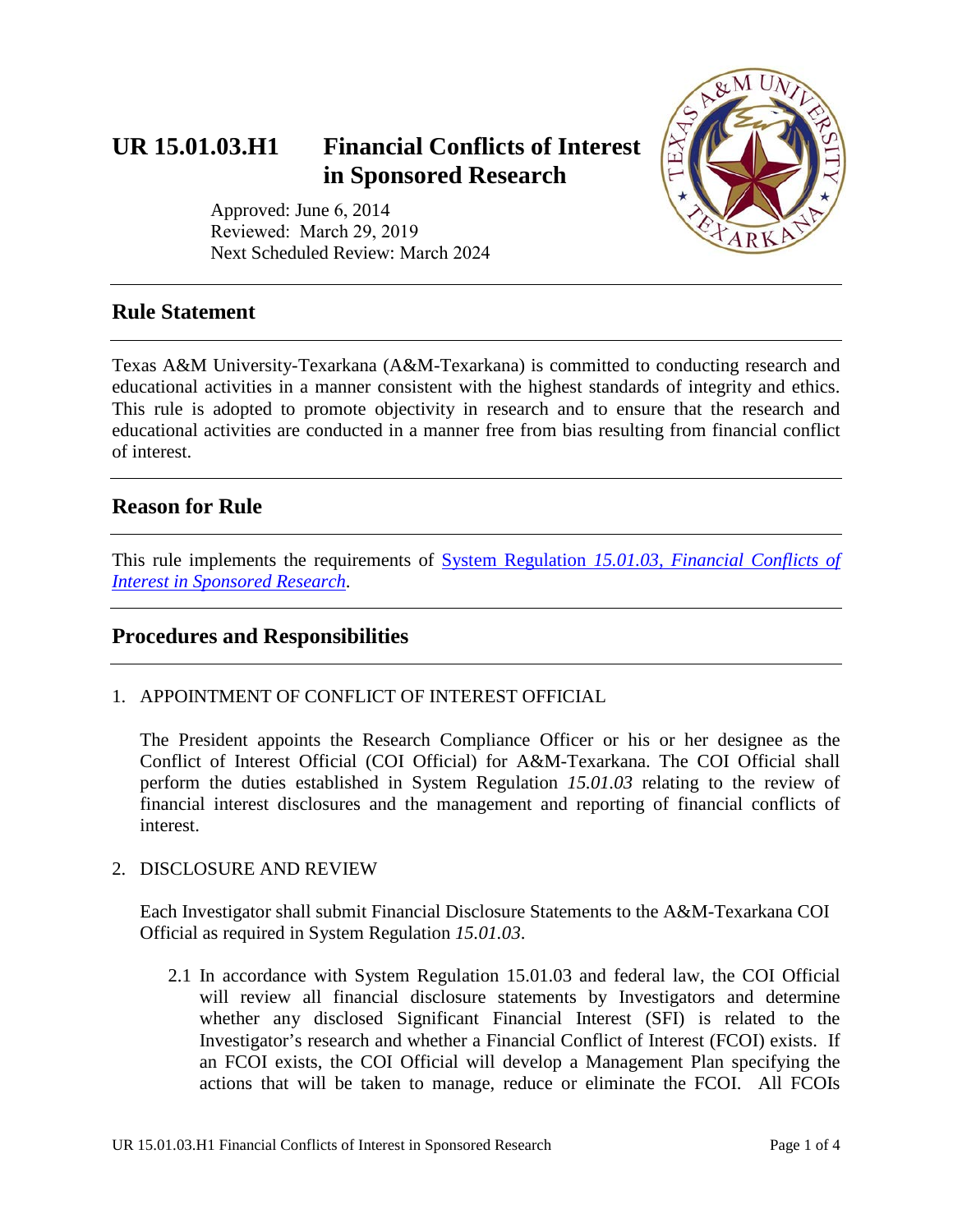# UR 15.01.03.H1 Financial Conflicts of Interest in Sponsored Research

Approved: June 6, 2014
Reviewed: March 29, 2019
Next Scheduled Review: March 2024

## Rule Statement

Texas A&M University-Texarkana (A&M-Texarkana) is committed to conducting research and educational activities in a manner consistent with the highest standards of integrity and ethics. This rule is adopted to promote objectivity in research and to ensure that the research and educational activities are conducted in a manner free from bias resulting from financial conflict of interest.

## Reason for Rule

This rule implements the requirements of System Regulation *15.01.03, Financial Conflicts of Interest in Sponsored Research*.

## Procedures and Responsibilities

1. APPOINTMENT OF CONFLICT OF INTEREST OFFICIAL

   The President appoints the Research Compliance Officer or his or her designee as the Conflict of Interest Official (COI Official) for A&M-Texarkana. The COI Official shall perform the duties established in System Regulation *15.01.03* relating to the review of financial interest disclosures and the management and reporting of financial conflicts of interest.

2. DISCLOSURE AND REVIEW

   Each Investigator shall submit Financial Disclosure Statements to the A&M-Texarkana COI Official as required in System Regulation *15.01.03*.

   2.1 In accordance with System Regulation 15.01.03 and federal law, the COI Official will review all financial disclosure statements by Investigators and determine whether any disclosed Significant Financial Interest (SFI) is related to the Investigator's research and whether a Financial Conflict of Interest (FCOI) exists. If an FCOI exists, the COI Official will develop a Management Plan specifying the actions that will be taken to manage, reduce or eliminate the FCOI. All FCOIs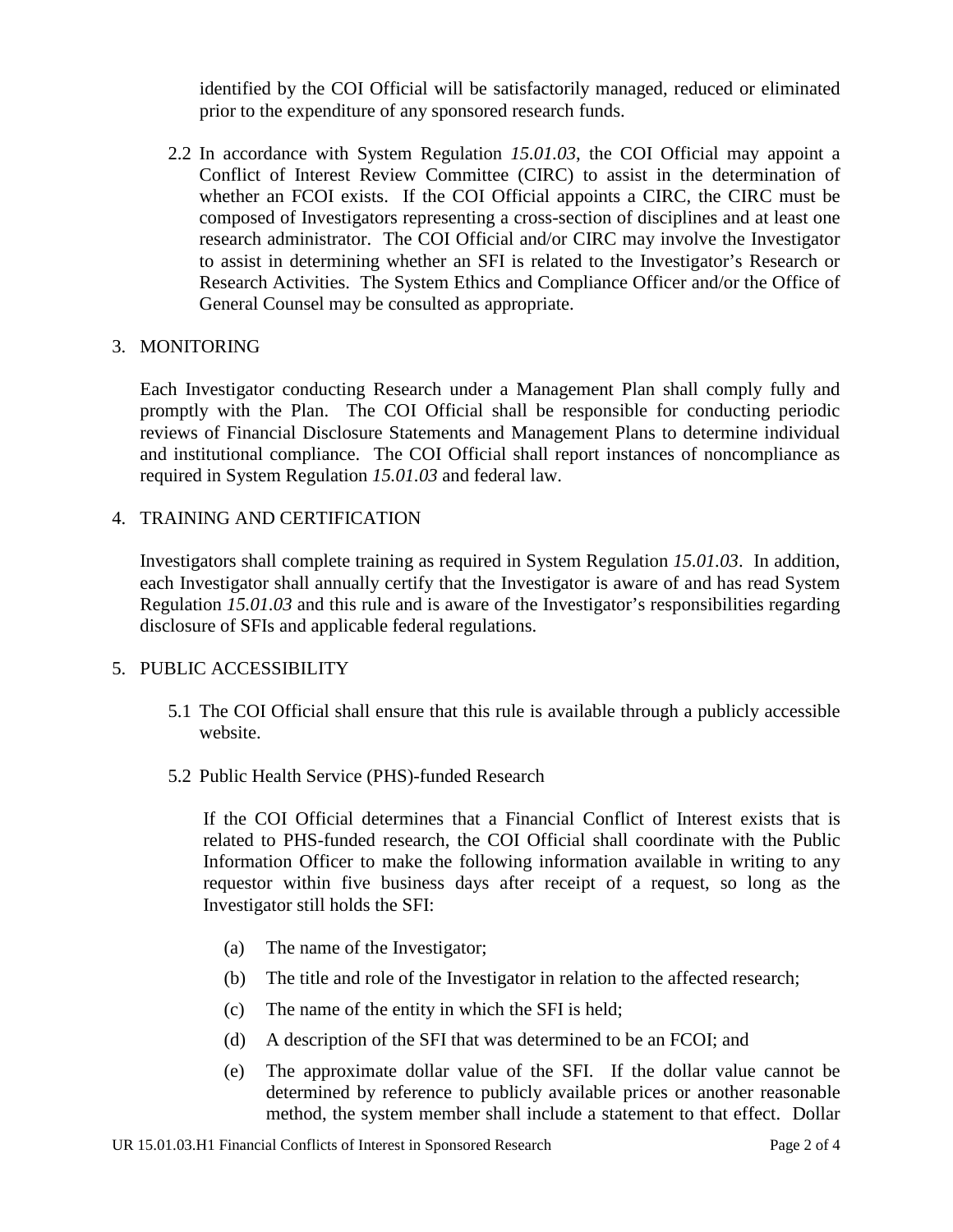identified by the COI Official will be satisfactorily managed, reduced or eliminated prior to the expenditure of any sponsored research funds.

2.2 In accordance with System Regulation *15.01.03*, the COI Official may appoint a Conflict of Interest Review Committee (CIRC) to assist in the determination of whether an FCOI exists. If the COI Official appoints a CIRC, the CIRC must be composed of Investigators representing a cross-section of disciplines and at least one research administrator. The COI Official and/or CIRC may involve the Investigator to assist in determining whether an SFI is related to the Investigator's Research or Research Activities. The System Ethics and Compliance Officer and/or the Office of General Counsel may be consulted as appropriate.

3. MONITORING

Each Investigator conducting Research under a Management Plan shall comply fully and promptly with the Plan. The COI Official shall be responsible for conducting periodic reviews of Financial Disclosure Statements and Management Plans to determine individual and institutional compliance. The COI Official shall report instances of noncompliance as required in System Regulation *15.01.03* and federal law.

4. TRAINING AND CERTIFICATION

Investigators shall complete training as required in System Regulation *15.01.03*. In addition, each Investigator shall annually certify that the Investigator is aware of and has read System Regulation *15.01.03* and this rule and is aware of the Investigator's responsibilities regarding disclosure of SFIs and applicable federal regulations.

5. PUBLIC ACCESSIBILITY

5.1 The COI Official shall ensure that this rule is available through a publicly accessible website.

5.2 Public Health Service (PHS)-funded Research

If the COI Official determines that a Financial Conflict of Interest exists that is related to PHS-funded research, the COI Official shall coordinate with the Public Information Officer to make the following information available in writing to any requestor within five business days after receipt of a request, so long as the Investigator still holds the SFI:

(a) The name of the Investigator;

(b) The title and role of the Investigator in relation to the affected research;

(c) The name of the entity in which the SFI is held;

(d) A description of the SFI that was determined to be an FCOI; and

(e) The approximate dollar value of the SFI. If the dollar value cannot be determined by reference to publicly available prices or another reasonable method, the system member shall include a statement to that effect. Dollar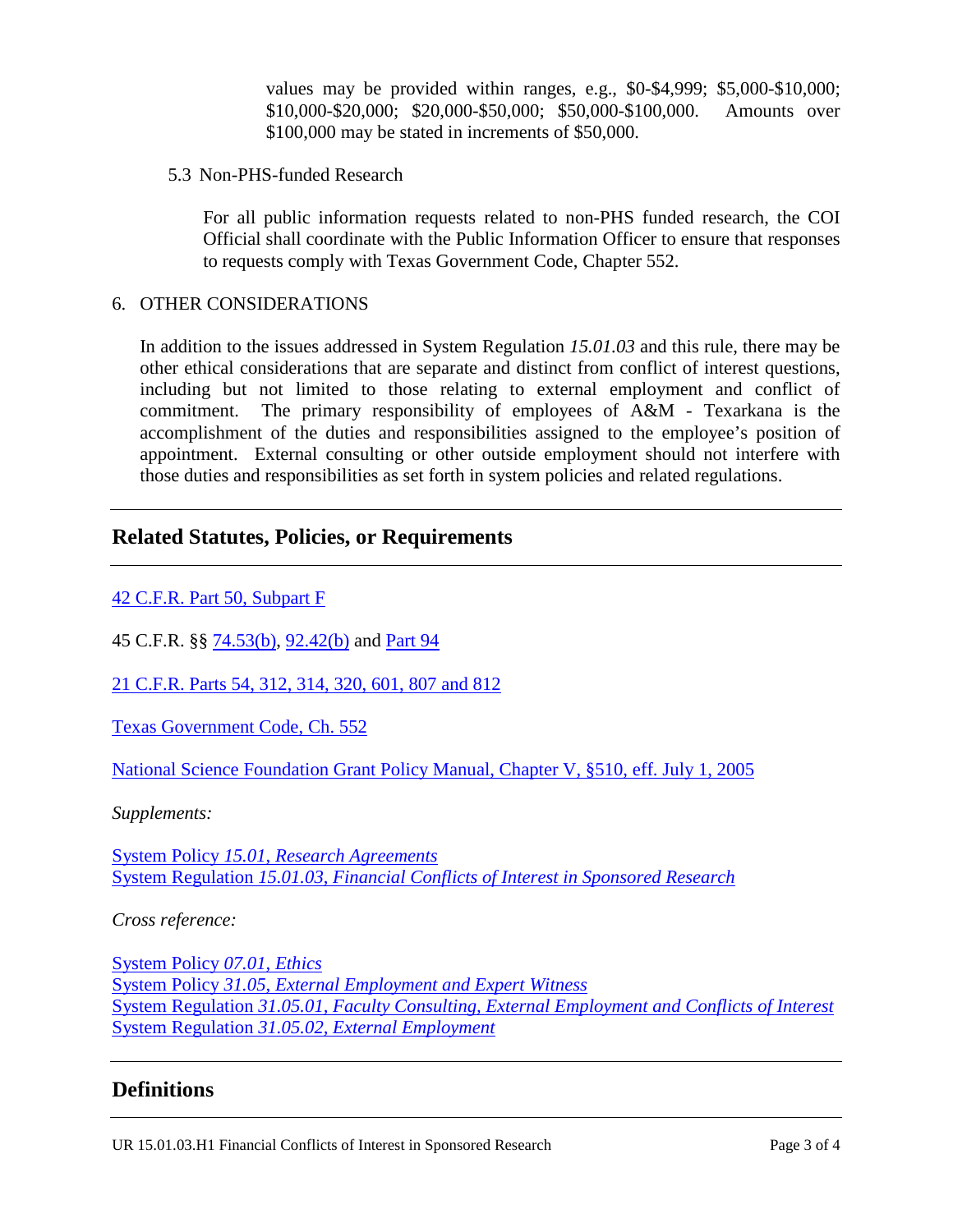values may be provided within ranges, e.g., $0-$4,999; $5,000-$10,000; $10,000-$20,000; $20,000-$50,000; $50,000-$100,000. Amounts over $100,000 may be stated in increments of $50,000.

5.3 Non-PHS-funded Research

For all public information requests related to non-PHS funded research, the COI Official shall coordinate with the Public Information Officer to ensure that responses to requests comply with Texas Government Code, Chapter 552.

6. OTHER CONSIDERATIONS

In addition to the issues addressed in System Regulation *15.01.03* and this rule, there may be other ethical considerations that are separate and distinct from conflict of interest questions, including but not limited to those relating to external employment and conflict of commitment. The primary responsibility of employees of A&M - Texarkana is the accomplishment of the duties and responsibilities assigned to the employee's position of appointment. External consulting or other outside employment should not interfere with those duties and responsibilities as set forth in system policies and related regulations.

## Related Statutes, Policies, or Requirements

42 C.F.R. Part 50, Subpart F

45 C.F.R. §§ 74.53(b), 92.42(b) and Part 94

21 C.F.R. Parts 54, 312, 314, 320, 601, 807 and 812

Texas Government Code, Ch. 552

National Science Foundation Grant Policy Manual, Chapter V, §510, eff. July 1, 2005

*Supplements:*

System Policy *15.01, Research Agreements*
System Regulation *15.01.03, Financial Conflicts of Interest in Sponsored Research*

*Cross reference:*

System Policy *07.01, Ethics*
System Policy *31.05, External Employment and Expert Witness*
System Regulation *31.05.01, Faculty Consulting, External Employment and Conflicts of Interest*
System Regulation *31.05.02, External Employment*

## Definitions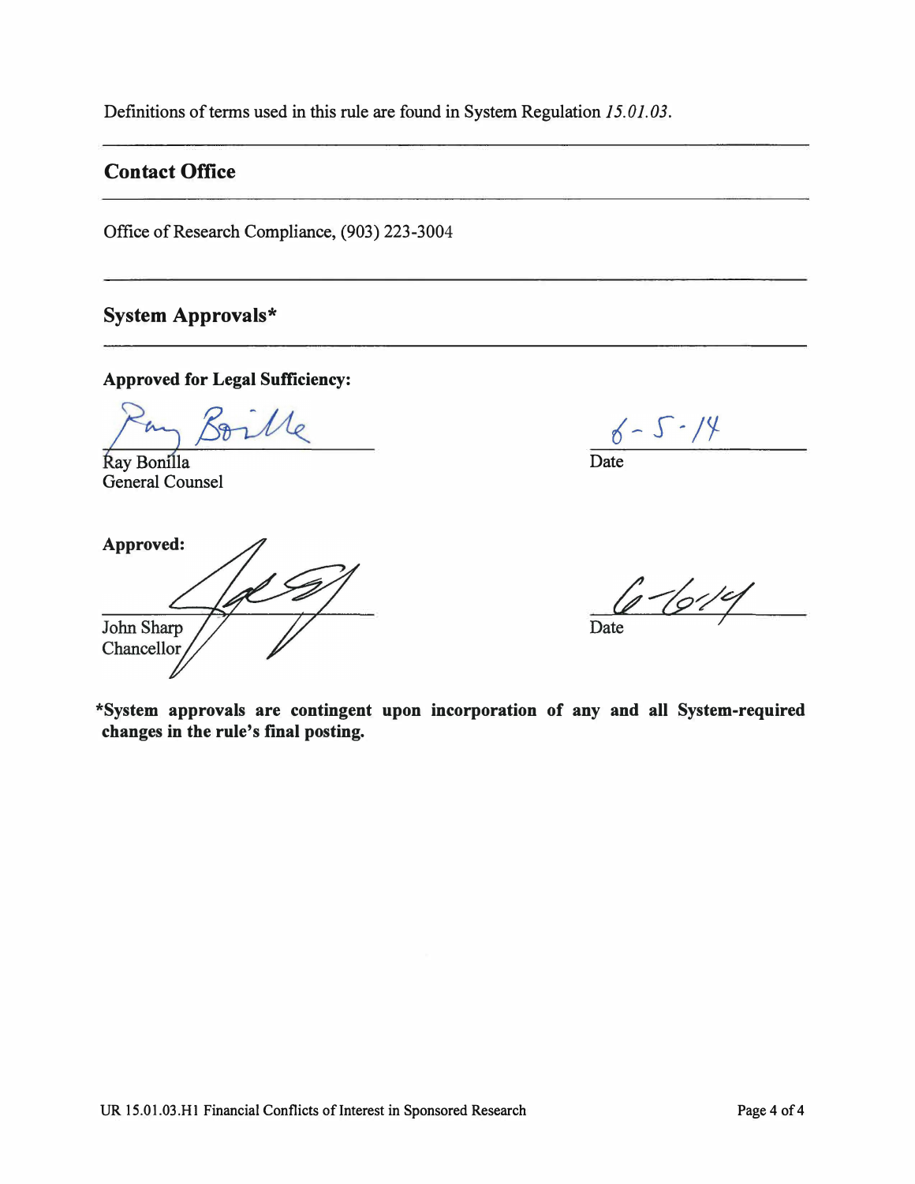Definitions of terms used in this rule are found in System Regulation *15.01.03*.

## Contact Office

Office of Research Compliance, (903) 223-3004

## System Approvals*

**Approved for Legal Sufficiency:**

Ray Bonilla
General Counsel

Date: 6-5-14

**Approved:**

John Sharp
Chancellor

Date: 6-6-14

***System approvals are contingent upon incorporation of any and all System-required changes in the rule's final posting.**